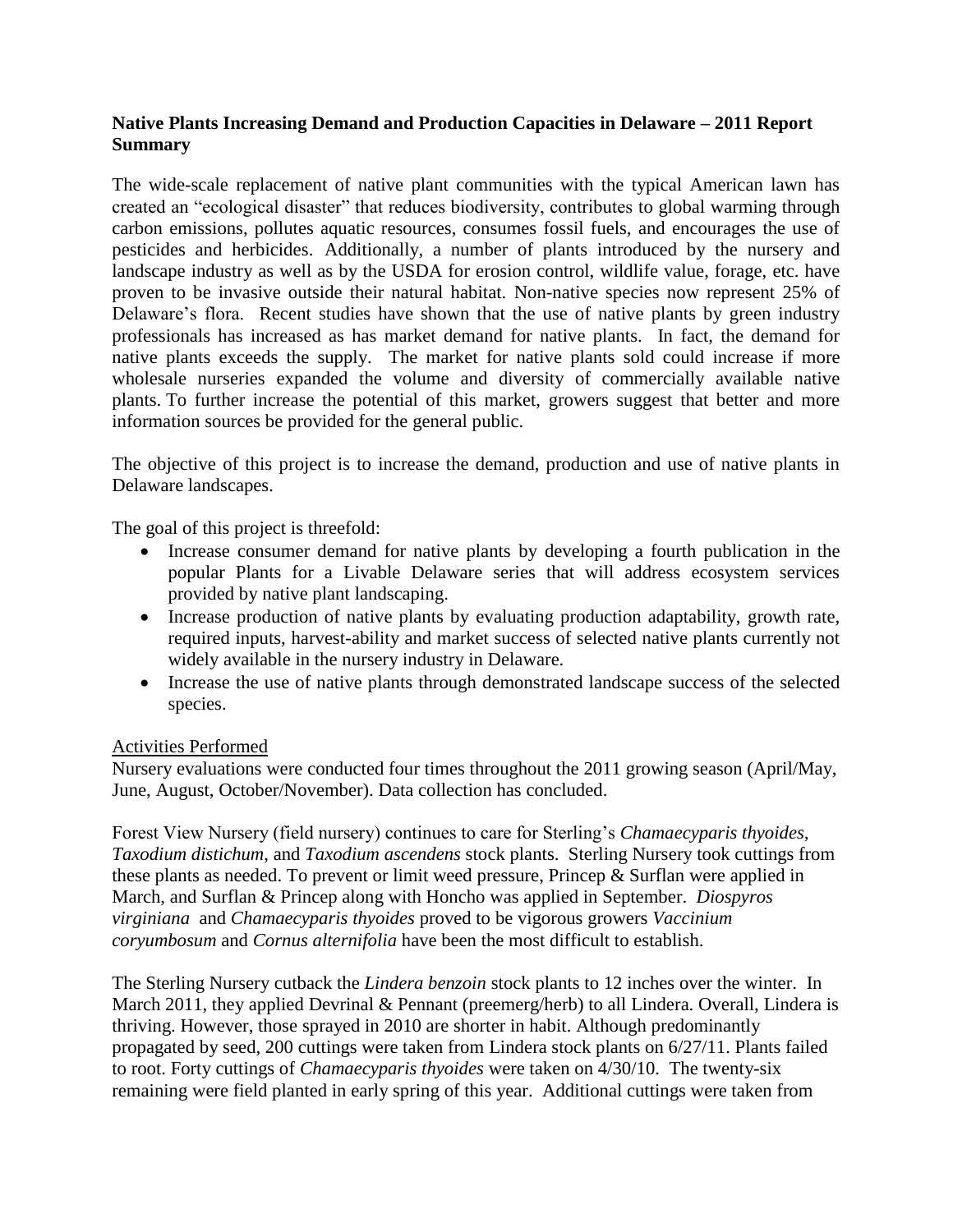**Native Plants Increasing Demand and Production Capacities in Delaware – 2011 Report Summary**

The wide-scale replacement of native plant communities with the typical American lawn has created an "ecological disaster" that reduces biodiversity, contributes to global warming through carbon emissions, pollutes aquatic resources, consumes fossil fuels, and encourages the use of pesticides and herbicides. Additionally, a number of plants introduced by the nursery and landscape industry as well as by the USDA for erosion control, wildlife value, forage, etc. have proven to be invasive outside their natural habitat. Non-native species now represent 25% of Delaware's flora. Recent studies have shown that the use of native plants by green industry professionals has increased as has market demand for native plants. In fact, the demand for native plants exceeds the supply. The market for native plants sold could increase if more wholesale nurseries expanded the volume and diversity of commercially available native plants. To further increase the potential of this market, growers suggest that better and more information sources be provided for the general public.

The objective of this project is to increase the demand, production and use of native plants in Delaware landscapes.

The goal of this project is threefold:

- Increase consumer demand for native plants by developing a fourth publication in the popular Plants for a Livable Delaware series that will address ecosystem services provided by native plant landscaping.
- Increase production of native plants by evaluating production adaptability, growth rate, required inputs, harvest-ability and market success of selected native plants currently not widely available in the nursery industry in Delaware.
- Increase the use of native plants through demonstrated landscape success of the selected species.

Activities Performed

Nursery evaluations were conducted four times throughout the 2011 growing season (April/May, June, August, October/November). Data collection has concluded.

Forest View Nursery (field nursery) continues to care for Sterling's *Chamaecyparis thyoides*, *Taxodium distichum*, and *Taxodium ascendens* stock plants. Sterling Nursery took cuttings from these plants as needed. To prevent or limit weed pressure, Princep & Surflan were applied in March, and Surflan & Princep along with Honcho was applied in September. *Diospyros virginiana* and *Chamaecyparis thyoides* proved to be vigorous growers *Vaccinium coryumbosum* and *Cornus alternifolia* have been the most difficult to establish.

The Sterling Nursery cutback the *Lindera benzoin* stock plants to 12 inches over the winter. In March 2011, they applied Devrinal & Pennant (preemerg/herb) to all Lindera. Overall, Lindera is thriving. However, those sprayed in 2010 are shorter in habit. Although predominantly propagated by seed, 200 cuttings were taken from Lindera stock plants on 6/27/11. Plants failed to root. Forty cuttings of *Chamaecyparis thyoides* were taken on 4/30/10. The twenty-six remaining were field planted in early spring of this year. Additional cuttings were taken from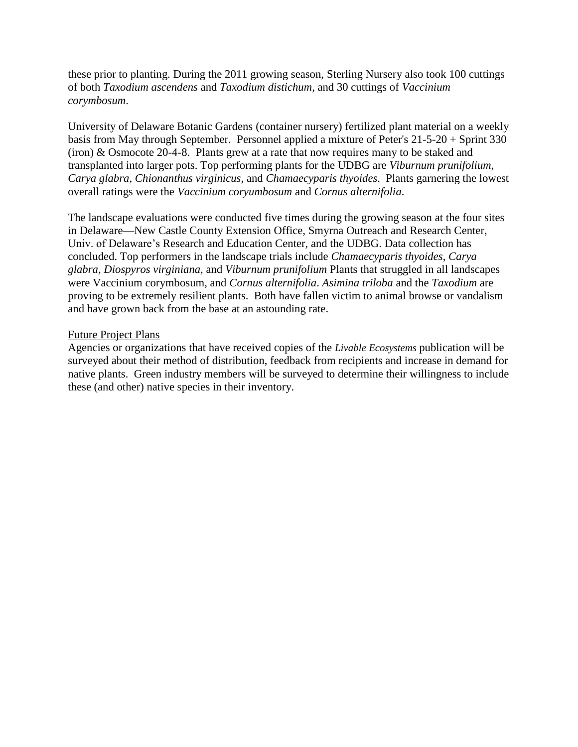these prior to planting. During the 2011 growing season, Sterling Nursery also took 100 cuttings of both *Taxodium ascendens* and *Taxodium distichum*, and 30 cuttings of *Vaccinium corymbosum*.

University of Delaware Botanic Gardens (container nursery) fertilized plant material on a weekly basis from May through September. Personnel applied a mixture of Peter's 21-5-20 + Sprint 330 (iron) & Osmocote 20-4-8. Plants grew at a rate that now requires many to be staked and transplanted into larger pots. Top performing plants for the UDBG are *Viburnum prunifolium*, *Carya glabra*, *Chionanthus virginicus*, and *Chamaecyparis thyoides*. Plants garnering the lowest overall ratings were the *Vaccinium coryumbosum* and *Cornus alternifolia*.

The landscape evaluations were conducted five times during the growing season at the four sites in Delaware—New Castle County Extension Office, Smyrna Outreach and Research Center, Univ. of Delaware's Research and Education Center, and the UDBG. Data collection has concluded. Top performers in the landscape trials include *Chamaecyparis thyoides*, *Carya glabra*, *Diospyros virginiana*, and *Viburnum prunifolium* Plants that struggled in all landscapes were Vaccinium corymbosum, and *Cornus alternifolia*. *Asimina triloba* and the *Taxodium* are proving to be extremely resilient plants. Both have fallen victim to animal browse or vandalism and have grown back from the base at an astounding rate.

<u>Future Project Plans</u>

Agencies or organizations that have received copies of the *Livable Ecosystems* publication will be surveyed about their method of distribution, feedback from recipients and increase in demand for native plants. Green industry members will be surveyed to determine their willingness to include these (and other) native species in their inventory.